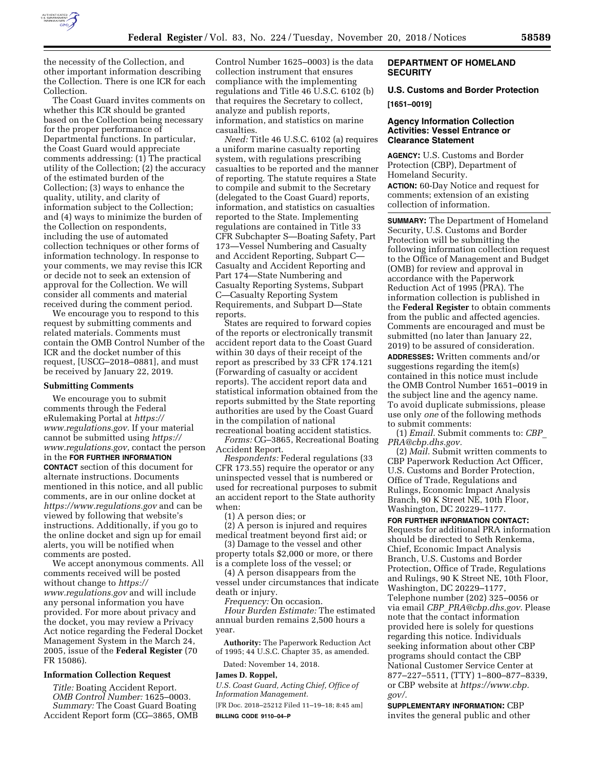the necessity of the Collection, and other important information describing the Collection. There is one ICR for each Collection.

The Coast Guard invites comments on whether this ICR should be granted based on the Collection being necessary for the proper performance of Departmental functions. In particular, the Coast Guard would appreciate comments addressing: (1) The practical utility of the Collection; (2) the accuracy of the estimated burden of the Collection; (3) ways to enhance the quality, utility, and clarity of information subject to the Collection; and (4) ways to minimize the burden of the Collection on respondents, including the use of automated collection techniques or other forms of information technology. In response to your comments, we may revise this ICR or decide not to seek an extension of approval for the Collection. We will consider all comments and material received during the comment period.

We encourage you to respond to this request by submitting comments and related materials. Comments must contain the OMB Control Number of the ICR and the docket number of this request, [USCG–2018–0881], and must be received by January 22, 2019.

### Submitting Comments

We encourage you to submit comments through the Federal eRulemaking Portal at *https://www.regulations.gov.* If your material cannot be submitted using *https://www.regulations.gov,* contact the person in the **FOR FURTHER INFORMATION CONTACT** section of this document for alternate instructions. Documents mentioned in this notice, and all public comments, are in our online docket at *https://www.regulations.gov* and can be viewed by following that website's instructions. Additionally, if you go to the online docket and sign up for email alerts, you will be notified when comments are posted.

We accept anonymous comments. All comments received will be posted without change to *https://www.regulations.gov* and will include any personal information you have provided. For more about privacy and the docket, you may review a Privacy Act notice regarding the Federal Docket Management System in the March 24, 2005, issue of the **Federal Register** (70 FR 15086).

### Information Collection Request

*Title:* Boating Accident Report.

*OMB Control Number:* 1625–0003.

*Summary:* The Coast Guard Boating Accident Report form (CG–3865, OMB Control Number 1625–0003) is the data collection instrument that ensures compliance with the implementing regulations and Title 46 U.S.C. 6102 (b) that requires the Secretary to collect, analyze and publish reports, information, and statistics on marine casualties.

*Need:* Title 46 U.S.C. 6102 (a) requires a uniform marine casualty reporting system, with regulations prescribing casualties to be reported and the manner of reporting. The statute requires a State to compile and submit to the Secretary (delegated to the Coast Guard) reports, information, and statistics on casualties reported to the State. Implementing regulations are contained in Title 33 CFR Subchapter S—Boating Safety, Part 173—Vessel Numbering and Casualty and Accident Reporting, Subpart C—Casualty and Accident Reporting and Part 174—State Numbering and Casualty Reporting Systems, Subpart C—Casualty Reporting System Requirements, and Subpart D—State reports.

States are required to forward copies of the reports or electronically transmit accident report data to the Coast Guard within 30 days of their receipt of the report as prescribed by 33 CFR 174.121 (Forwarding of casualty or accident reports). The accident report data and statistical information obtained from the reports submitted by the State reporting authorities are used by the Coast Guard in the compilation of national recreational boating accident statistics.

*Forms:* CG–3865, Recreational Boating Accident Report.

*Respondents:* Federal regulations (33 CFR 173.55) require the operator or any uninspected vessel that is numbered or used for recreational purposes to submit an accident report to the State authority when:

(1) A person dies; or

(2) A person is injured and requires medical treatment beyond first aid; or

(3) Damage to the vessel and other property totals $2,000 or more, or there is a complete loss of the vessel; or

(4) A person disappears from the vessel under circumstances that indicate death or injury.

*Frequency:* On occasion.

*Hour Burden Estimate:* The estimated annual burden remains 2,500 hours a year.

**Authority:** The Paperwork Reduction Act of 1995; 44 U.S.C. Chapter 35, as amended.

Dated: November 14, 2018.

**James D. Roppel,**

*U.S. Coast Guard, Acting Chief, Office of Information Management.*

[FR Doc. 2018–25212 Filed 11–19–18; 8:45 am]

**BILLING CODE 9110–04–P**

## DEPARTMENT OF HOMELAND SECURITY

## U.S. Customs and Border Protection

**[1651–0019]**

## Agency Information Collection Activities: Vessel Entrance or Clearance Statement

**AGENCY:** U.S. Customs and Border Protection (CBP), Department of Homeland Security.

**ACTION:** 60-Day Notice and request for comments; extension of an existing collection of information.

**SUMMARY:** The Department of Homeland Security, U.S. Customs and Border Protection will be submitting the following information collection request to the Office of Management and Budget (OMB) for review and approval in accordance with the Paperwork Reduction Act of 1995 (PRA). The information collection is published in the **Federal Register** to obtain comments from the public and affected agencies. Comments are encouraged and must be submitted (no later than January 22, 2019) to be assured of consideration.

**ADDRESSES:** Written comments and/or suggestions regarding the item(s) contained in this notice must include the OMB Control Number 1651–0019 in the subject line and the agency name. To avoid duplicate submissions, please use only *one* of the following methods to submit comments:

(1) *Email.* Submit comments to: *CBP_PRA@cbp.dhs.gov.*

(2) *Mail.* Submit written comments to CBP Paperwork Reduction Act Officer, U.S. Customs and Border Protection, Office of Trade, Regulations and Rulings, Economic Impact Analysis Branch, 90 K Street NE, 10th Floor, Washington, DC 20229–1177.

**FOR FURTHER INFORMATION CONTACT:** Requests for additional PRA information should be directed to Seth Renkema, Chief, Economic Impact Analysis Branch, U.S. Customs and Border Protection, Office of Trade, Regulations and Rulings, 90 K Street NE, 10th Floor, Washington, DC 20229–1177, Telephone number (202) 325–0056 or via email *CBP_PRA@cbp.dhs.gov.* Please note that the contact information provided here is solely for questions regarding this notice. Individuals seeking information about other CBP programs should contact the CBP National Customer Service Center at 877–227–5511, (TTY) 1–800–877–8339, or CBP website at *https://www.cbp.gov/.*

**SUPPLEMENTARY INFORMATION:** CBP invites the general public and other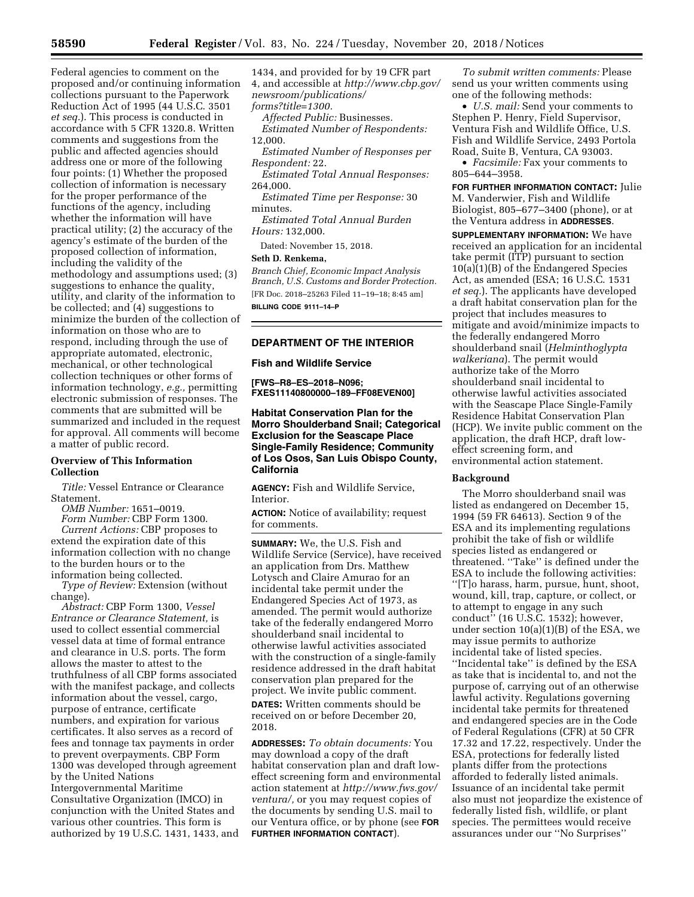Federal agencies to comment on the proposed and/or continuing information collections pursuant to the Paperwork Reduction Act of 1995 (44 U.S.C. 3501 *et seq.*). This process is conducted in accordance with 5 CFR 1320.8. Written comments and suggestions from the public and affected agencies should address one or more of the following four points: (1) Whether the proposed collection of information is necessary for the proper performance of the functions of the agency, including whether the information will have practical utility; (2) the accuracy of the agency's estimate of the burden of the proposed collection of information, including the validity of the methodology and assumptions used; (3) suggestions to enhance the quality, utility, and clarity of the information to be collected; and (4) suggestions to minimize the burden of the collection of information on those who are to respond, including through the use of appropriate automated, electronic, mechanical, or other technological collection techniques or other forms of information technology, *e.g.,* permitting electronic submission of responses. The comments that are submitted will be summarized and included in the request for approval. All comments will become a matter of public record.

## Overview of This Information Collection

*Title:* Vessel Entrance or Clearance Statement.

*OMB Number:* 1651–0019.

*Form Number:* CBP Form 1300.

*Current Actions:* CBP proposes to extend the expiration date of this information collection with no change to the burden hours or to the information being collected.

*Type of Review:* Extension (without change).

*Abstract:* CBP Form 1300, *Vessel Entrance or Clearance Statement,* is used to collect essential commercial vessel data at time of formal entrance and clearance in U.S. ports. The form allows the master to attest to the truthfulness of all CBP forms associated with the manifest package, and collects information about the vessel, cargo, purpose of entrance, certificate numbers, and expiration for various certificates. It also serves as a record of fees and tonnage tax payments in order to prevent overpayments. CBP Form 1300 was developed through agreement by the United Nations Intergovernmental Maritime Consultative Organization (IMCO) in conjunction with the United States and various other countries. This form is authorized by 19 U.S.C. 1431, 1433, and 1434, and provided for by 19 CFR part 4, and accessible at *http://www.cbp.gov/newsroom/publications/forms?title=1300.*

*Affected Public:* Businesses.

*Estimated Number of Respondents:* 12,000.

*Estimated Number of Responses per Respondent:* 22.

*Estimated Total Annual Responses:* 264,000.

*Estimated Time per Response:* 30 minutes.

*Estimated Total Annual Burden Hours:* 132,000.

Dated: November 15, 2018.

**Seth D. Renkema,**

*Branch Chief, Economic Impact Analysis Branch, U.S. Customs and Border Protection.*

[FR Doc. 2018–25263 Filed 11–19–18; 8:45 am]

**BILLING CODE 9111–14–P**

# DEPARTMENT OF THE INTERIOR

## Fish and Wildlife Service

**[FWS–R8–ES–2018–N096; FXES11140800000–189–FF08EVEN00]**

## Habitat Conservation Plan for the Morro Shoulderband Snail; Categorical Exclusion for the Seascape Place Single-Family Residence; Community of Los Osos, San Luis Obispo County, California

**AGENCY:** Fish and Wildlife Service, Interior.

**ACTION:** Notice of availability; request for comments.

**SUMMARY:** We, the U.S. Fish and Wildlife Service (Service), have received an application from Drs. Matthew Lotysch and Claire Amurao for an incidental take permit under the Endangered Species Act of 1973, as amended. The permit would authorize take of the federally endangered Morro shoulderband snail incidental to otherwise lawful activities associated with the construction of a single-family residence addressed in the draft habitat conservation plan prepared for the project. We invite public comment.

**DATES:** Written comments should be received on or before December 20, 2018.

**ADDRESSES:** *To obtain documents:* You may download a copy of the draft habitat conservation plan and draft low-effect screening form and environmental action statement at *http://www.fws.gov/ventura/,* or you may request copies of the documents by sending U.S. mail to our Ventura office, or by phone (see **FOR FURTHER INFORMATION CONTACT**).

*To submit written comments:* Please send us your written comments using one of the following methods:

- *U.S. mail:* Send your comments to Stephen P. Henry, Field Supervisor, Ventura Fish and Wildlife Office, U.S. Fish and Wildlife Service, 2493 Portola Road, Suite B, Ventura, CA 93003.
- *Facsimile:* Fax your comments to 805–644–3958.

**FOR FURTHER INFORMATION CONTACT:** Julie M. Vanderwier, Fish and Wildlife Biologist, 805–677–3400 (phone), or at the Ventura address in **ADDRESSES**.

**SUPPLEMENTARY INFORMATION:** We have received an application for an incidental take permit (ITP) pursuant to section 10(a)(1)(B) of the Endangered Species Act, as amended (ESA; 16 U.S.C. 1531 *et seq.*). The applicants have developed a draft habitat conservation plan for the project that includes measures to mitigate and avoid/minimize impacts to the federally endangered Morro shoulderband snail (*Helminthoglypta walkeriana*). The permit would authorize take of the Morro shoulderband snail incidental to otherwise lawful activities associated with the Seascape Place Single-Family Residence Habitat Conservation Plan (HCP). We invite public comment on the application, the draft HCP, draft low-effect screening form, and environmental action statement.

## Background

The Morro shoulderband snail was listed as endangered on December 15, 1994 (59 FR 64613). Section 9 of the ESA and its implementing regulations prohibit the take of fish or wildlife species listed as endangered or threatened. "Take" is defined under the ESA to include the following activities: "[T]o harass, harm, pursue, hunt, shoot, wound, kill, trap, capture, or collect, or to attempt to engage in any such conduct" (16 U.S.C. 1532); however, under section 10(a)(1)(B) of the ESA, we may issue permits to authorize incidental take of listed species. "Incidental take" is defined by the ESA as take that is incidental to, and not the purpose of, carrying out of an otherwise lawful activity. Regulations governing incidental take permits for threatened and endangered species are in the Code of Federal Regulations (CFR) at 50 CFR 17.32 and 17.22, respectively. Under the ESA, protections for federally listed plants differ from the protections afforded to federally listed animals. Issuance of an incidental take permit also must not jeopardize the existence of federally listed fish, wildlife, or plant species. The permittees would receive assurances under our "No Surprises"